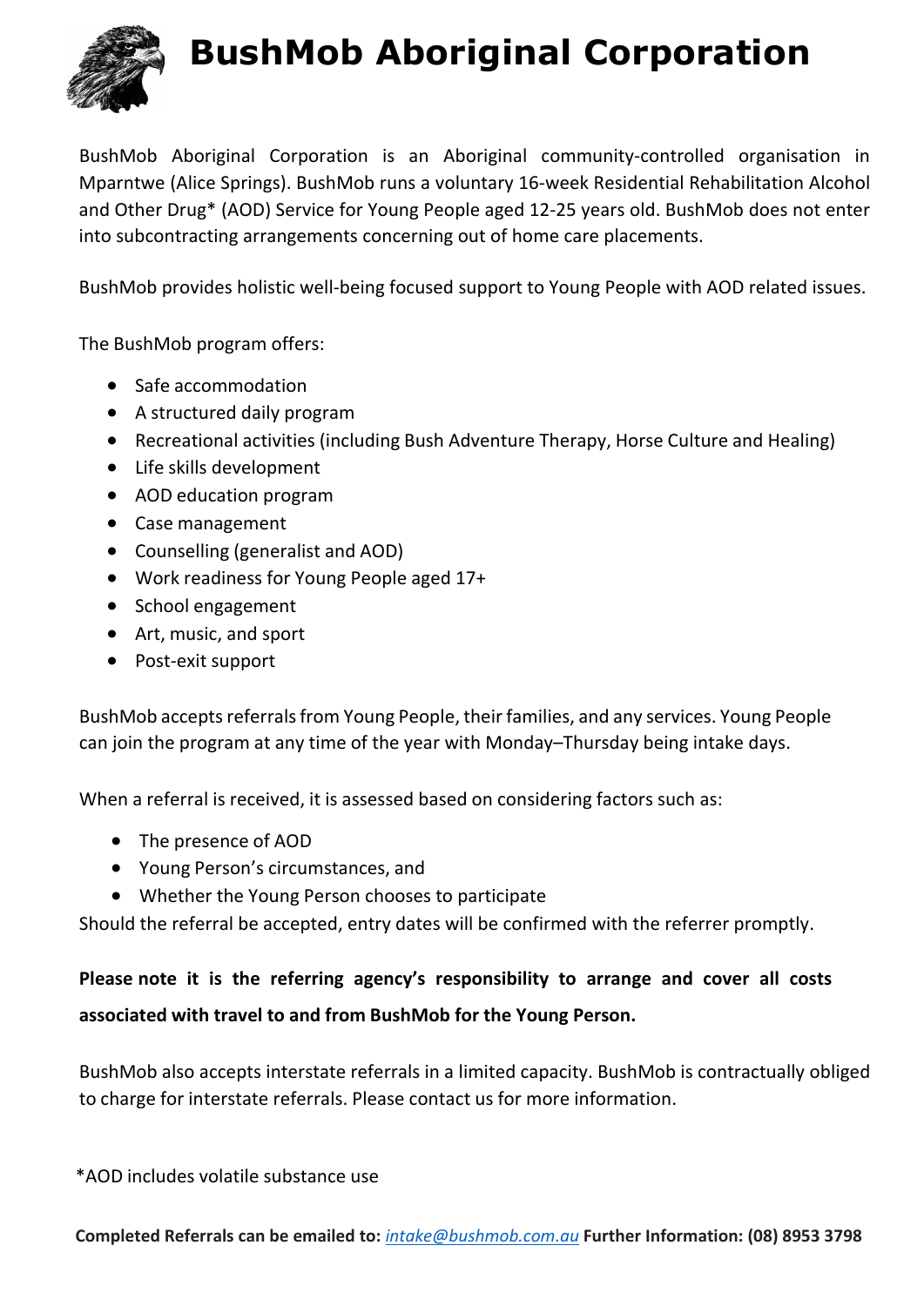# BushMob Aboriginal Corporation

BushMob Aboriginal Corporation is an Aboriginal community-controlled organisation in Mparntwe (Alice Springs). BushMob runs a voluntary 16-week Residential Rehabilitation Alcohol and Other Drug* (AOD) Service for Young People aged 12-25 years old. BushMob does not enter into subcontracting arrangements concerning out of home care placements.

BushMob provides holistic well-being focused support to Young People with AOD related issues.

The BushMob program offers:

- Safe accommodation
- A structured daily program
- Recreational activities (including Bush Adventure Therapy, Horse Culture and Healing)
- Life skills development
- AOD education program
- Case management
- Counselling (generalist and AOD)
- Work readiness for Young People aged 17+
- School engagement
- Art, music, and sport
- Post-exit support

BushMob accepts referrals from Young People, their families, and any services. Young People can join the program at any time of the year with Monday–Thursday being intake days.

When a referral is received, it is assessed based on considering factors such as:

- The presence of AOD
- Young Person's circumstances, and
- Whether the Young Person chooses to participate

Should the referral be accepted, entry dates will be confirmed with the referrer promptly.

**Please note it is the referring agency's responsibility to arrange and cover all costs associated with travel to and from BushMob for the Young Person.**

BushMob also accepts interstate referrals in a limited capacity. BushMob is contractually obliged to charge for interstate referrals. Please contact us for more information.

*AOD includes volatile substance use

**Completed Referrals can be emailed to:** *intake@bushmob.com.au* **Further Information: (08) 8953 3798**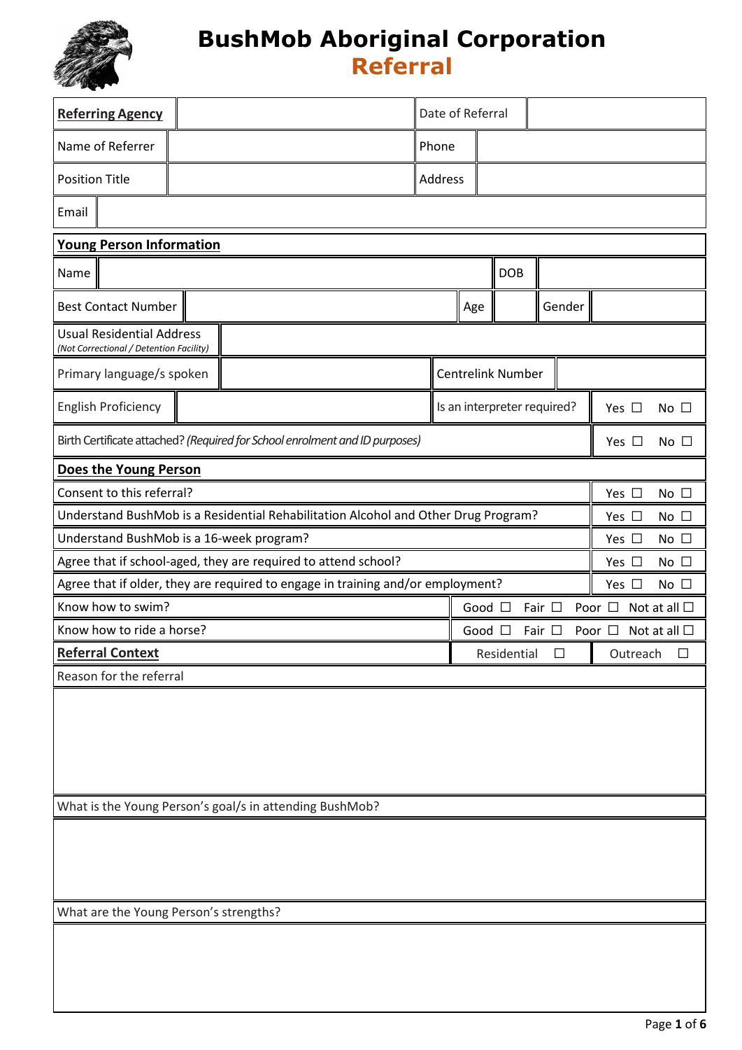# BushMob Aboriginal Corporation

## Referral

| **Referring Agency** | | Date of Referral | |
|---|---|---|---|
| Name of Referrer | | Phone | |
| Position Title | | Address | |
| Email | | | |

| **Young Person Information** | | | | | |
|---|---|---|---|---|---|
| Name | | DOB | | | |
| Best Contact Number | | Age | | Gender | |
| Usual Residential Address *(Not Correctional / Detention Facility)* | | | | | |
| Primary language/s spoken | | Centrelink Number | | | |
| English Proficiency | | Is an interpreter required? | Yes ☐ No ☐ | | |
| Birth Certificate attached? *(Required for School enrolment and ID purposes)* | | | Yes ☐ No ☐ | | |

| **Does the Young Person** | |
|---|---|
| Consent to this referral? | Yes ☐ No ☐ |
| Understand BushMob is a Residential Rehabilitation Alcohol and Other Drug Program? | Yes ☐ No ☐ |
| Understand BushMob is a 16-week program? | Yes ☐ No ☐ |
| Agree that if school-aged, they are required to attend school? | Yes ☐ No ☐ |
| Agree that if older, they are required to engage in training and/or employment? | Yes ☐ No ☐ |
| Know how to swim? | Good ☐ Fair ☐ Poor ☐ Not at all ☐ |
| Know how to ride a horse? | Good ☐ Fair ☐ Poor ☐ Not at all ☐ |

| **Referral Context** | Residential ☐ | Outreach ☐ |
|---|---|---|

Reason for the referral

What is the Young Person's goal/s in attending BushMob?

What are the Young Person's strengths?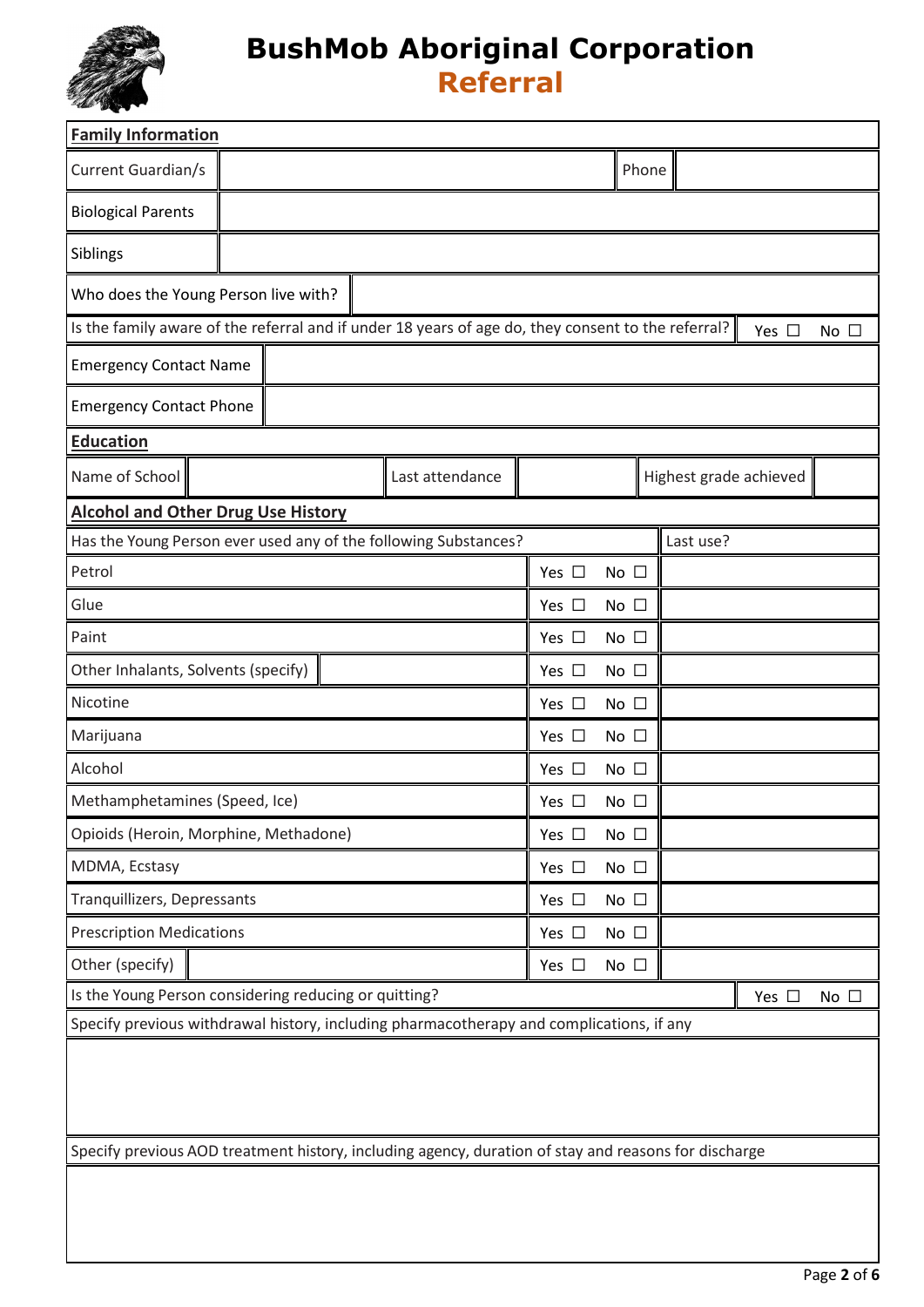# BushMob Aboriginal Corporation
## Referral

**Family Information**

| | | | |
|---|---|---|---|
| Current Guardian/s | | Phone | |
| Biological Parents | | | |
| Siblings | | | |
| Who does the Young Person live with? | | | |

Is the family aware of the referral and if under 18 years of age do, they consent to the referral? Yes ☐ No ☐

| | |
|---|---|
| Emergency Contact Name | |
| Emergency Contact Phone | |

**Education**

| | | | | | |
|---|---|---|---|---|---|
| Name of School | | Last attendance | | Highest grade achieved | |

**Alcohol and Other Drug Use History**

| Has the Young Person ever used any of the following Substances? | | Last use? |
|---|---|---|
| Petrol | Yes ☐ No ☐ | |
| Glue | Yes ☐ No ☐ | |
| Paint | Yes ☐ No ☐ | |
| Other Inhalants, Solvents (specify) | Yes ☐ No ☐ | |
| Nicotine | Yes ☐ No ☐ | |
| Marijuana | Yes ☐ No ☐ | |
| Alcohol | Yes ☐ No ☐ | |
| Methamphetamines (Speed, Ice) | Yes ☐ No ☐ | |
| Opioids (Heroin, Morphine, Methadone) | Yes ☐ No ☐ | |
| MDMA, Ecstasy | Yes ☐ No ☐ | |
| Tranquillizers, Depressants | Yes ☐ No ☐ | |
| Prescription Medications | Yes ☐ No ☐ | |
| Other (specify) | Yes ☐ No ☐ | |

Is the Young Person considering reducing or quitting? Yes ☐ No ☐

Specify previous withdrawal history, including pharmacotherapy and complications, if any

Specify previous AOD treatment history, including agency, duration of stay and reasons for discharge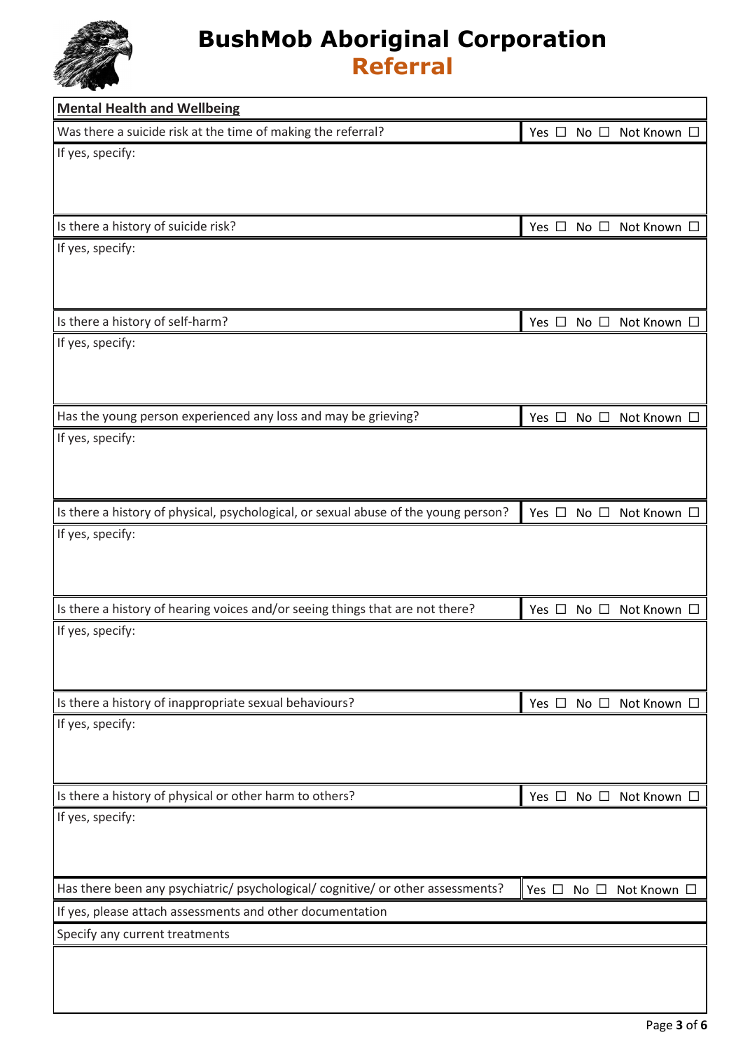# BushMob Aboriginal Corporation
## Referral

| Mental Health and Wellbeing | |
|---|---|
| Was there a suicide risk at the time of making the referral? | Yes ☐ No ☐ Not Known ☐ |
| If yes, specify: | |
| Is there a history of suicide risk? | Yes ☐ No ☐ Not Known ☐ |
| If yes, specify: | |
| Is there a history of self-harm? | Yes ☐ No ☐ Not Known ☐ |
| If yes, specify: | |
| Has the young person experienced any loss and may be grieving? | Yes ☐ No ☐ Not Known ☐ |
| If yes, specify: | |
| Is there a history of physical, psychological, or sexual abuse of the young person? | Yes ☐ No ☐ Not Known ☐ |
| If yes, specify: | |
| Is there a history of hearing voices and/or seeing things that are not there? | Yes ☐ No ☐ Not Known ☐ |
| If yes, specify: | |
| Is there a history of inappropriate sexual behaviours? | Yes ☐ No ☐ Not Known ☐ |
| If yes, specify: | |
| Is there a history of physical or other harm to others? | Yes ☐ No ☐ Not Known ☐ |
| If yes, specify: | |
| Has there been any psychiatric/ psychological/ cognitive/ or other assessments? | Yes ☐ No ☐ Not Known ☐ |
| If yes, please attach assessments and other documentation | |
| Specify any current treatments | |
| | |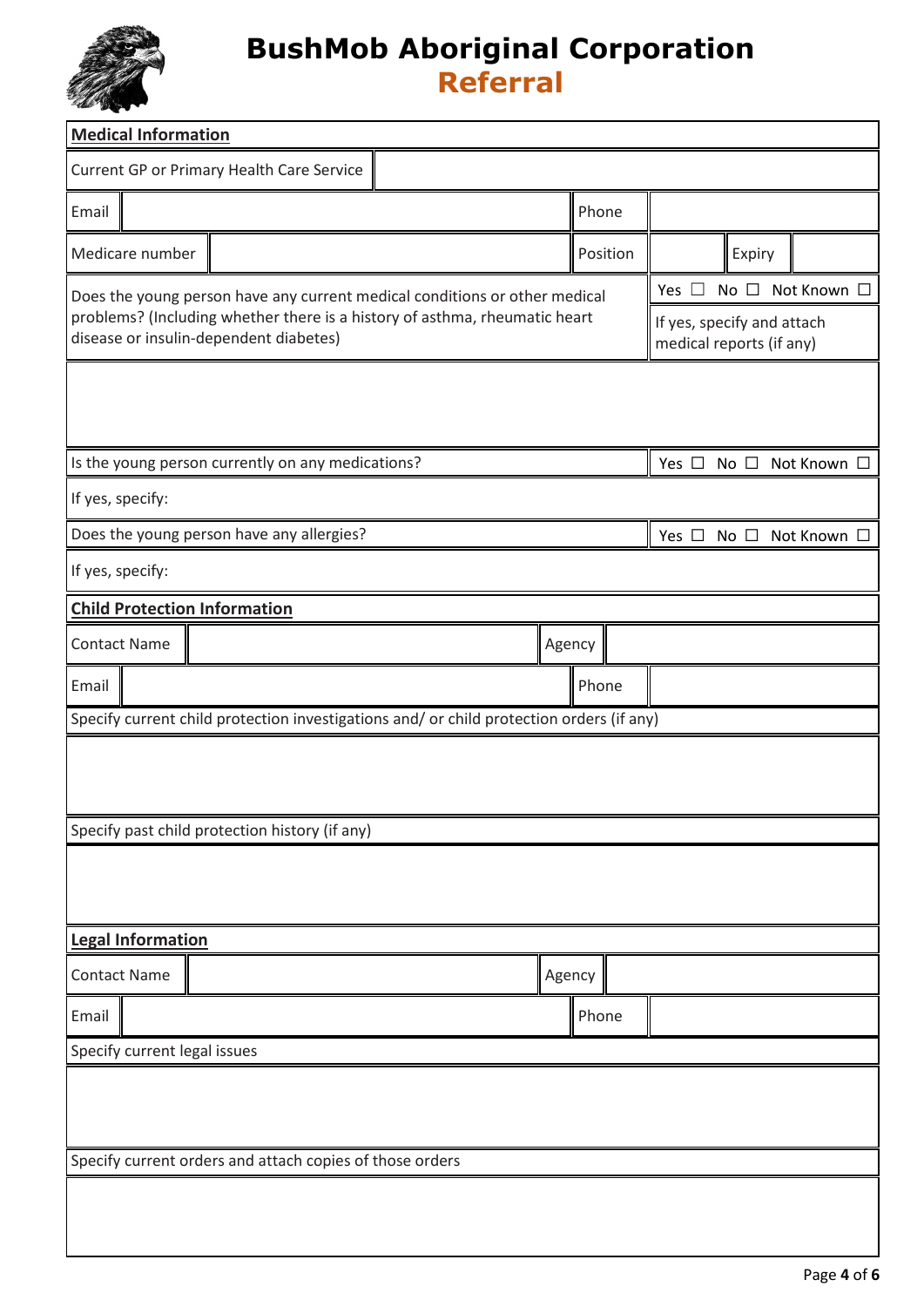# BushMob Aboriginal Corporation
## Referral

**Medical Information**

| Current GP or Primary Health Care Service | | | | | |
|---|---|---|---|---|---|
| Email | | Phone | | | |
| Medicare number | | Position | | Expiry | |

| Does the young person have any current medical conditions or other medical problems? (Including whether there is a history of asthma, rheumatic heart disease or insulin-dependent diabetes) | Yes ☐ No ☐ Not Known ☐<br>If yes, specify and attach medical reports (if any) |
|---|---|
| | |
| Is the young person currently on any medications? | Yes ☐ No ☐ Not Known ☐ |
| If yes, specify: | |
| Does the young person have any allergies? | Yes ☐ No ☐ Not Known ☐ |
| If yes, specify: | |

**Child Protection Information**

| Contact Name | | Agency | |
|---|---|---|---|
| Email | | Phone | |

Specify current child protection investigations and/ or child protection orders (if any)

Specify past child protection history (if any)

**Legal Information**

| Contact Name | | Agency | |
|---|---|---|---|
| Email | | Phone | |

Specify current legal issues

Specify current orders and attach copies of those orders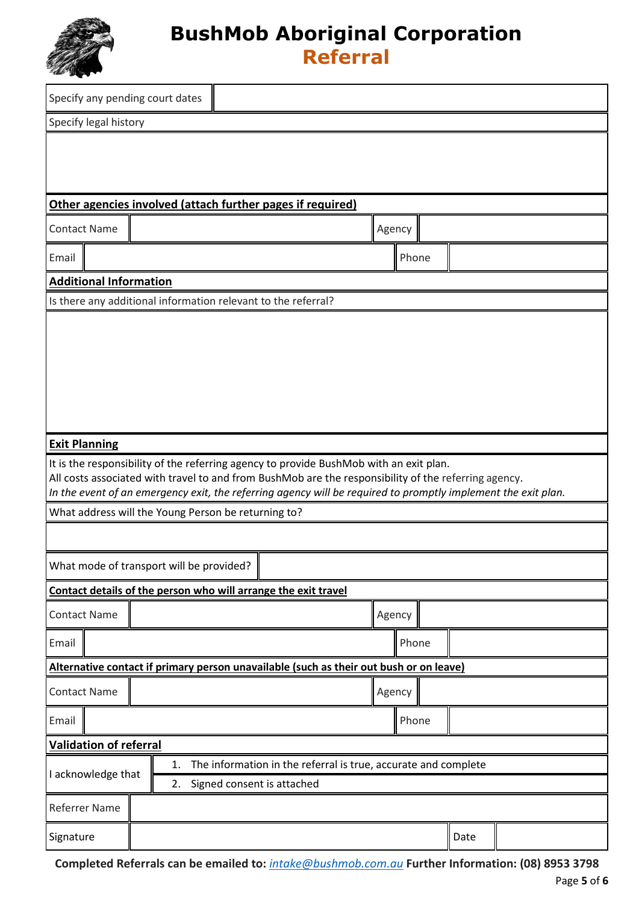# BushMob Aboriginal Corporation

## Referral

| Specify any pending court dates | |
|---|---|

Specify legal history

**Other agencies involved (attach further pages if required)**

| Contact Name | | Agency | |
|---|---|---|---|
| Email | | Phone | |

**Additional Information**

Is there any additional information relevant to the referral?

**Exit Planning**

It is the responsibility of the referring agency to provide BushMob with an exit plan.
All costs associated with travel to and from BushMob are the responsibility of the referring agency.
*In the event of an emergency exit, the referring agency will be required to promptly implement the exit plan.*

What address will the Young Person be returning to?

| What mode of transport will be provided? | |
|---|---|

**Contact details of the person who will arrange the exit travel**

| Contact Name | | Agency | |
|---|---|---|---|
| Email | | Phone | |

**Alternative contact if primary person unavailable (such as their out bush or on leave)**

| Contact Name | | Agency | |
|---|---|---|---|
| Email | | Phone | |

**Validation of referral**

| I acknowledge that | 1. The information in the referral is true, accurate and complete |
|---|---|
| | 2. Signed consent is attached |

| Referrer Name | | | |
|---|---|---|---|
| Signature | | Date | |

**Completed Referrals can be emailed to:** *intake@bushmob.com.au* **Further Information: (08) 8953 3798**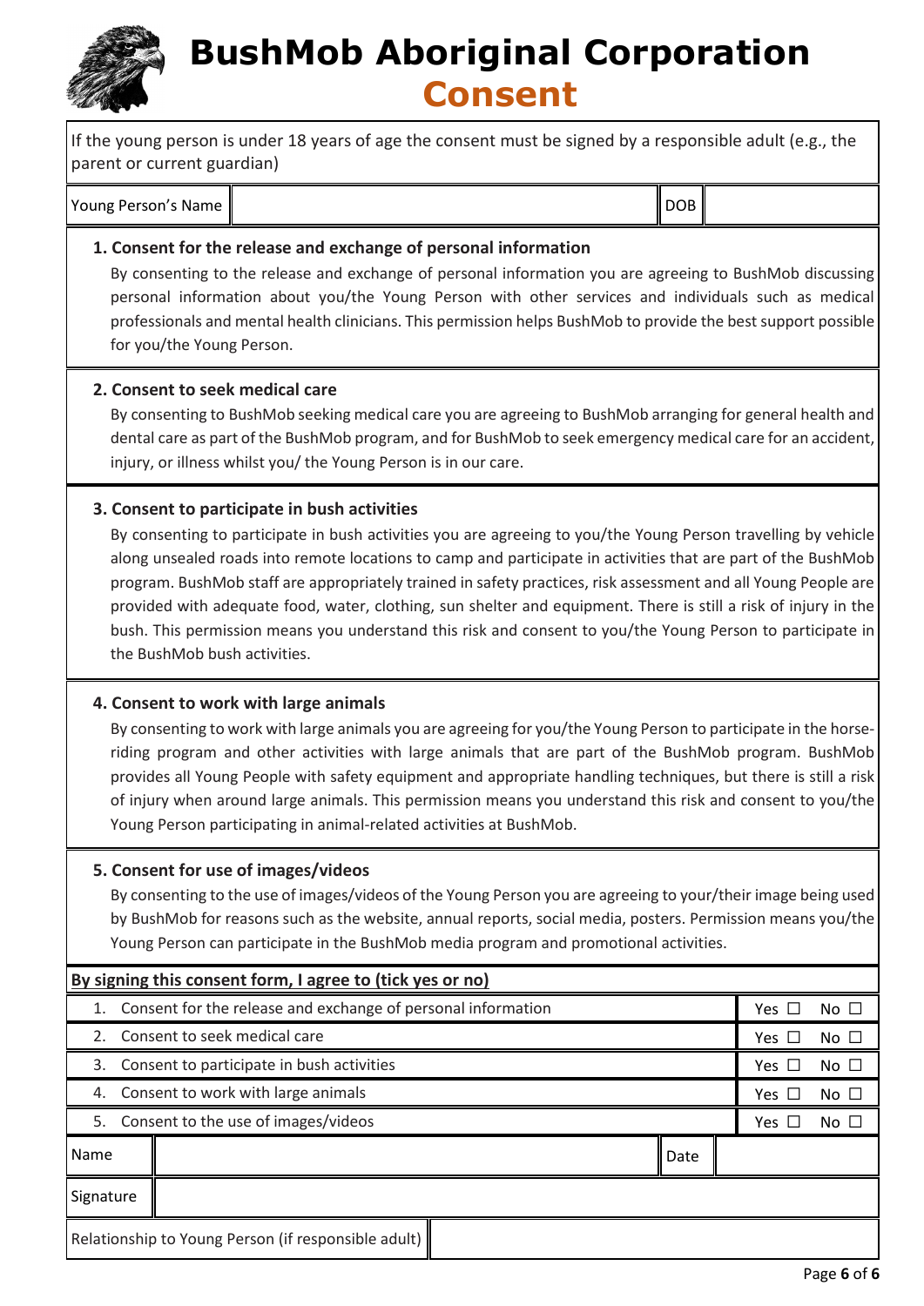# BushMob Aboriginal Corporation

## Consent

If the young person is under 18 years of age the consent must be signed by a responsible adult (e.g., the parent or current guardian)

| | | | |
|---|---|---|---|
| Young Person's Name | | DOB | |

### 1. Consent for the release and exchange of personal information

By consenting to the release and exchange of personal information you are agreeing to BushMob discussing personal information about you/the Young Person with other services and individuals such as medical professionals and mental health clinicians. This permission helps BushMob to provide the best support possible for you/the Young Person.

### 2. Consent to seek medical care

By consenting to BushMob seeking medical care you are agreeing to BushMob arranging for general health and dental care as part of the BushMob program, and for BushMob to seek emergency medical care for an accident, injury, or illness whilst you/ the Young Person is in our care.

### 3. Consent to participate in bush activities

By consenting to participate in bush activities you are agreeing to you/the Young Person travelling by vehicle along unsealed roads into remote locations to camp and participate in activities that are part of the BushMob program. BushMob staff are appropriately trained in safety practices, risk assessment and all Young People are provided with adequate food, water, clothing, sun shelter and equipment. There is still a risk of injury in the bush. This permission means you understand this risk and consent to you/the Young Person to participate in the BushMob bush activities.

### 4. Consent to work with large animals

By consenting to work with large animals you are agreeing for you/the Young Person to participate in the horse-riding program and other activities with large animals that are part of the BushMob program. BushMob provides all Young People with safety equipment and appropriate handling techniques, but there is still a risk of injury when around large animals. This permission means you understand this risk and consent to you/the Young Person participating in animal-related activities at BushMob.

### 5. Consent for use of images/videos

By consenting to the use of images/videos of the Young Person you are agreeing to your/their image being used by BushMob for reasons such as the website, annual reports, social media, posters. Permission means you/the Young Person can participate in the BushMob media program and promotional activities.

**By signing this consent form, I agree to (tick yes or no)**

| | |
|---|---|
| 1. Consent for the release and exchange of personal information | Yes ☐ No ☐ |
| 2. Consent to seek medical care | Yes ☐ No ☐ |
| 3. Consent to participate in bush activities | Yes ☐ No ☐ |
| 4. Consent to work with large animals | Yes ☐ No ☐ |
| 5. Consent to the use of images/videos | Yes ☐ No ☐ |

| | | | |
|---|---|---|---|
| Name | | Date | |
| Signature | | | |
| Relationship to Young Person (if responsible adult) | | | |